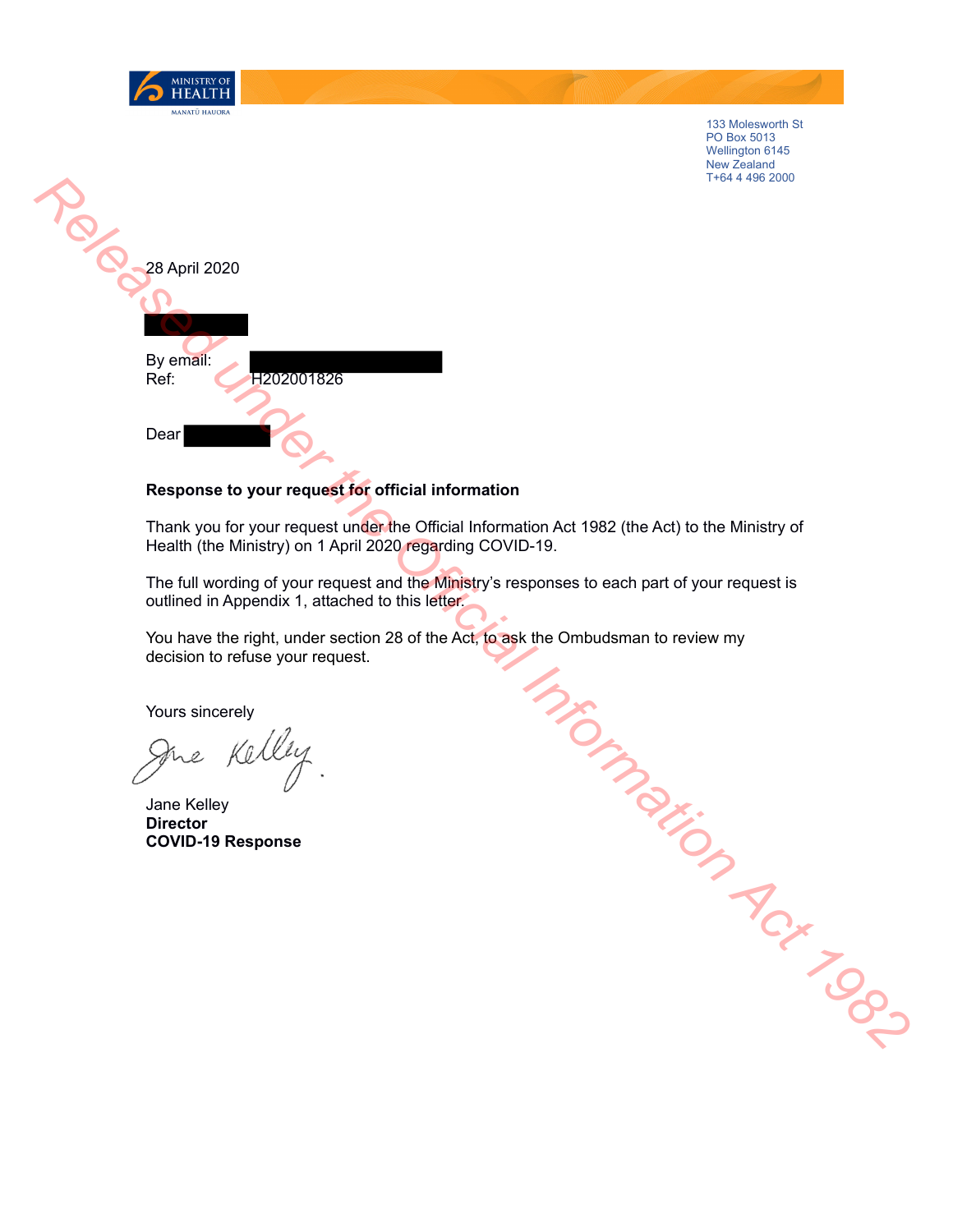MINISTRY OF HEALTH
MANATŪ HAUORA

133 Molesworth St
PO Box 5013
Wellington 6145
New Zealand
T+64 4 496 2000

28 April 2020

By email:
Ref: H202001826

Dear

**Response to your request for official information**

Thank you for your request under the Official Information Act 1982 (the Act) to the Ministry of Health (the Ministry) on 1 April 2020 regarding COVID-19.

The full wording of your request and the Ministry's responses to each part of your request is outlined in Appendix 1, attached to this letter.

You have the right, under section 28 of the Act, to ask the Ombudsman to review my decision to refuse your request.

Yours sincerely

Jane Kelley
**Director**
**COVID-19 Response**

Released under the Official Information Act 1982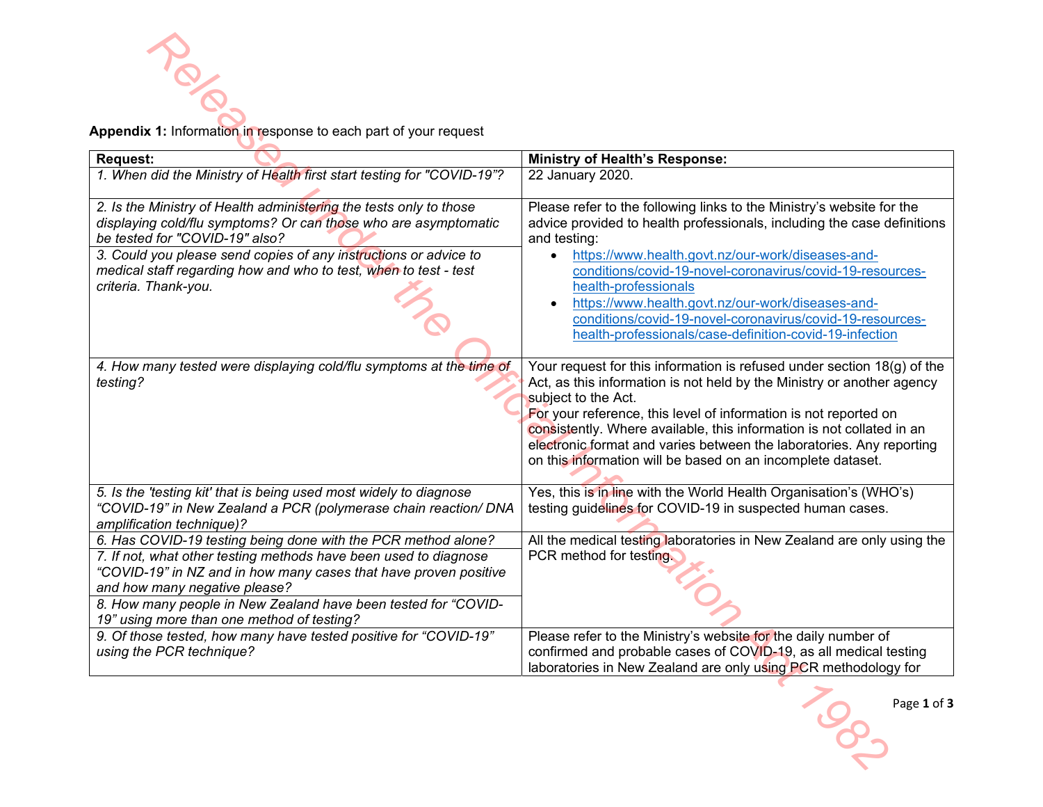**Appendix 1:** Information in response to each part of your request

| Request: | Ministry of Health's Response: |
|---|---|
| *1. When did the Ministry of Health first start testing for "COVID-19"?* | 22 January 2020. |
| *2. Is the Ministry of Health administering the tests only to those displaying cold/flu symptoms? Or can those who are asymptomatic be tested for "COVID-19" also?* | Please refer to the following links to the Ministry's website for the advice provided to health professionals, including the case definitions and testing:<br>• https://www.health.govt.nz/our-work/diseases-and-conditions/covid-19-novel-coronavirus/covid-19-resources-health-professionals<br>• https://www.health.govt.nz/our-work/diseases-and-conditions/covid-19-novel-coronavirus/covid-19-resources-health-professionals/case-definition-covid-19-infection |
| *3. Could you please send copies of any instructions or advice to medical staff regarding how and who to test, when to test - test criteria. Thank-you.* | |
| *4. How many tested were displaying cold/flu symptoms at the time of testing?* | Your request for this information is refused under section 18(g) of the Act, as this information is not held by the Ministry or another agency subject to the Act.<br>For your reference, this level of information is not reported on consistently. Where available, this information is not collated in an electronic format and varies between the laboratories. Any reporting on this information will be based on an incomplete dataset. |
| *5. Is the 'testing kit' that is being used most widely to diagnose "COVID-19" in New Zealand a PCR (polymerase chain reaction/ DNA amplification technique)?* | Yes, this is in line with the World Health Organisation's (WHO's) testing guidelines for COVID-19 in suspected human cases. |
| *6. Has COVID-19 testing being done with the PCR method alone?* | All the medical testing laboratories in New Zealand are only using the PCR method for testing. |
| *7. If not, what other testing methods have been used to diagnose "COVID-19" in NZ and in how many cases that have proven positive and how many negative please?* | |
| *8. How many people in New Zealand have been tested for "COVID-19" using more than one method of testing?* | |
| *9. Of those tested, how many have tested positive for "COVID-19" using the PCR technique?* | Please refer to the Ministry's website for the daily number of confirmed and probable cases of COVID-19, as all medical testing laboratories in New Zealand are only using PCR methodology for |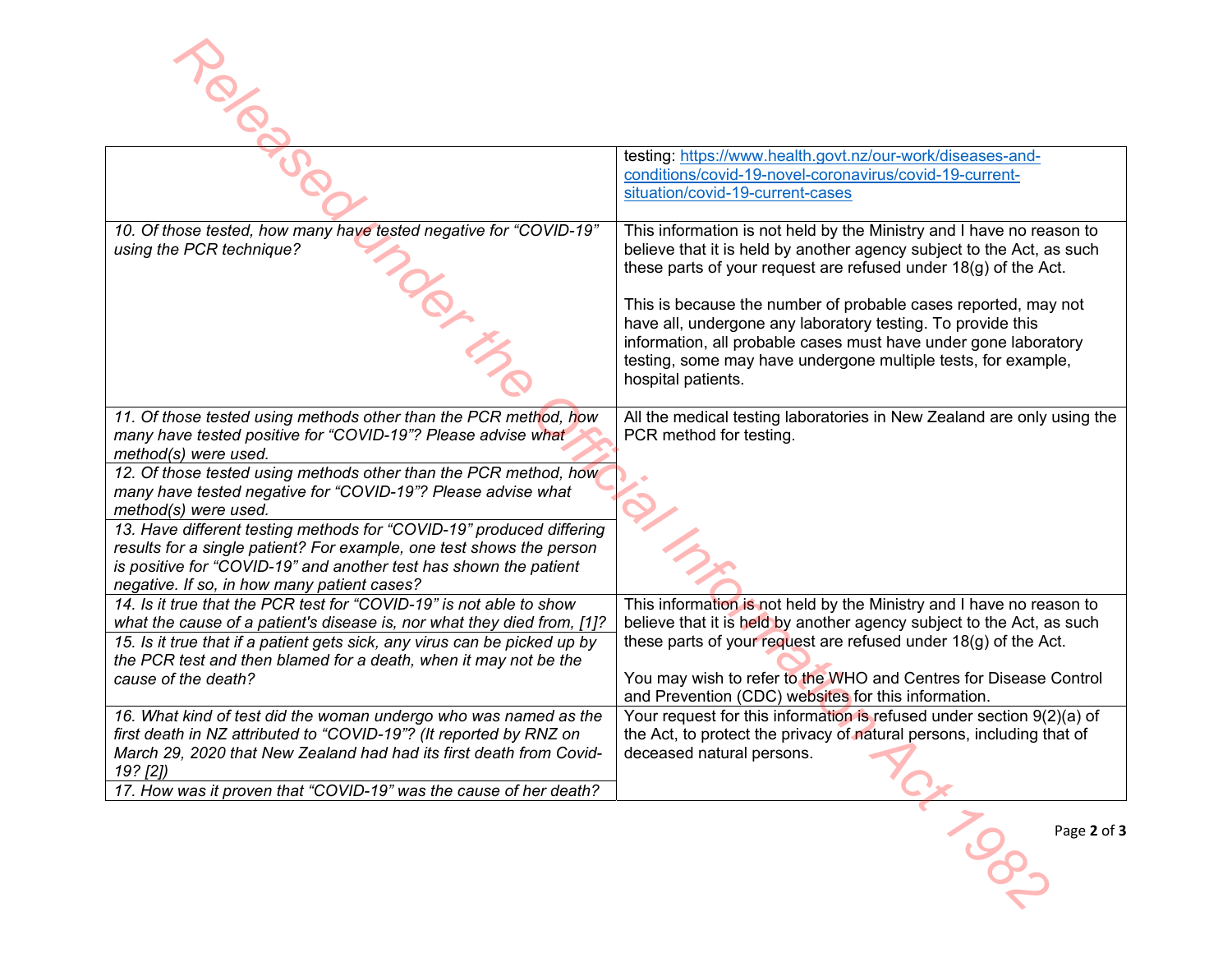| | |
|---|---|
| | testing: https://www.health.govt.nz/our-work/diseases-and-conditions/covid-19-novel-coronavirus/covid-19-current-situation/covid-19-current-cases |
| *10. Of those tested, how many have tested negative for "COVID-19" using the PCR technique?* | This information is not held by the Ministry and I have no reason to believe that it is held by another agency subject to the Act, as such these parts of your request are refused under 18(g) of the Act.<br><br>This is because the number of probable cases reported, may not have all, undergone any laboratory testing. To provide this information, all probable cases must have under gone laboratory testing, some may have undergone multiple tests, for example, hospital patients. |
| *11. Of those tested using methods other than the PCR method, how many have tested positive for "COVID-19"? Please advise what method(s) were used.* | All the medical testing laboratories in New Zealand are only using the PCR method for testing. |
| *12. Of those tested using methods other than the PCR method, how many have tested negative for "COVID-19"? Please advise what method(s) were used.* | |
| *13. Have different testing methods for "COVID-19" produced differing results for a single patient? For example, one test shows the person is positive for "COVID-19" and another test has shown the patient negative. If so, in how many patient cases?* | |
| *14. Is it true that the PCR test for "COVID-19" is not able to show what the cause of a patient's disease is, nor what they died from, [1]?* | This information is not held by the Ministry and I have no reason to believe that it is held by another agency subject to the Act, as such these parts of your request are refused under 18(g) of the Act.<br><br>You may wish to refer to the WHO and Centres for Disease Control and Prevention (CDC) websites for this information. |
| *15. Is it true that if a patient gets sick, any virus can be picked up by the PCR test and then blamed for a death, when it may not be the cause of the death?* | |
| *16. What kind of test did the woman undergo who was named as the first death in NZ attributed to "COVID-19"? (It reported by RNZ on March 29, 2020 that New Zealand had had its first death from Covid-19? [2])* | Your request for this information is refused under section 9(2)(a) of the Act, to protect the privacy of natural persons, including that of deceased natural persons. |
| *17. How was it proven that "COVID-19" was the cause of her death?* | |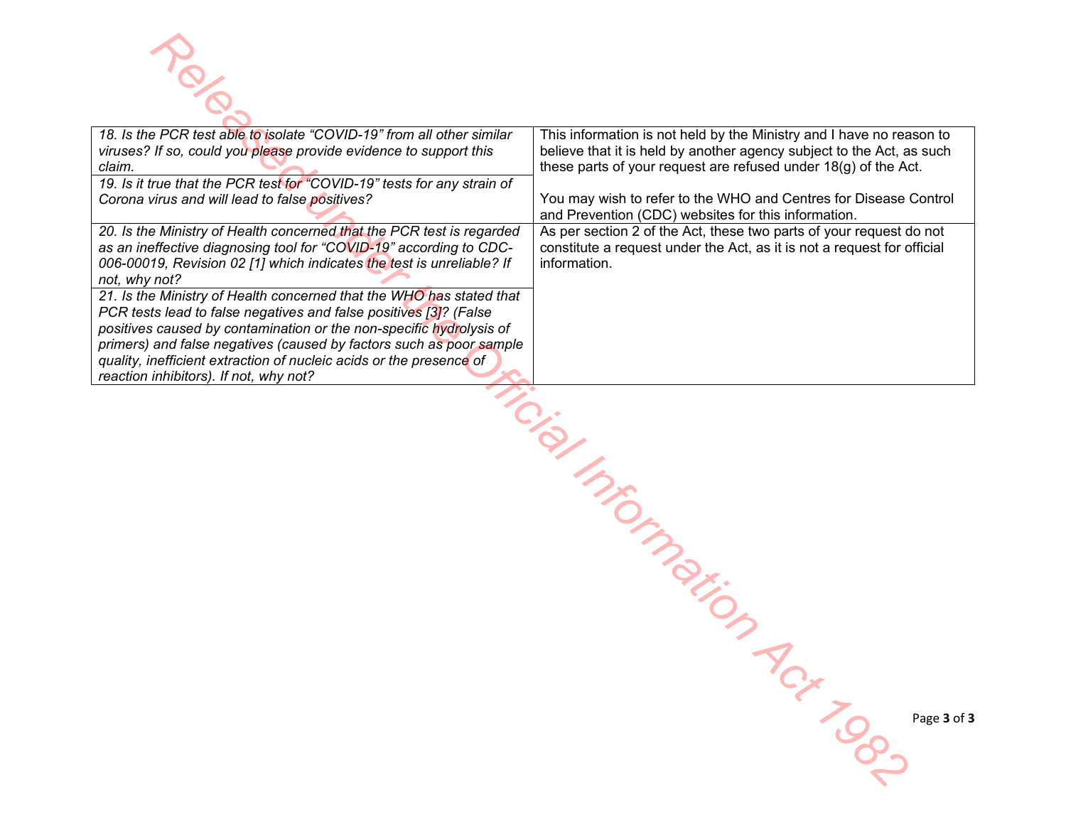| | |
|---|---|
| *18. Is the PCR test able to isolate "COVID-19" from all other similar viruses? If so, could you please provide evidence to support this claim.* | This information is not held by the Ministry and I have no reason to believe that it is held by another agency subject to the Act, as such these parts of your request are refused under 18(g) of the Act.<br><br>You may wish to refer to the WHO and Centres for Disease Control and Prevention (CDC) websites for this information. |
| *19. Is it true that the PCR test for "COVID-19" tests for any strain of Corona virus and will lead to false positives?* | |
| *20. Is the Ministry of Health concerned that the PCR test is regarded as an ineffective diagnosing tool for "COVID-19" according to CDC-006-00019, Revision 02 [1] which indicates the test is unreliable? If not, why not?* | As per section 2 of the Act, these two parts of your request do not constitute a request under the Act, as it is not a request for official information. |
| *21. Is the Ministry of Health concerned that the WHO has stated that PCR tests lead to false negatives and false positives [3]? (False positives caused by contamination or the non-specific hydrolysis of primers) and false negatives (caused by factors such as poor sample quality, inefficient extraction of nucleic acids or the presence of reaction inhibitors). If not, why not?* | |

Released under the Official Information Act 1982